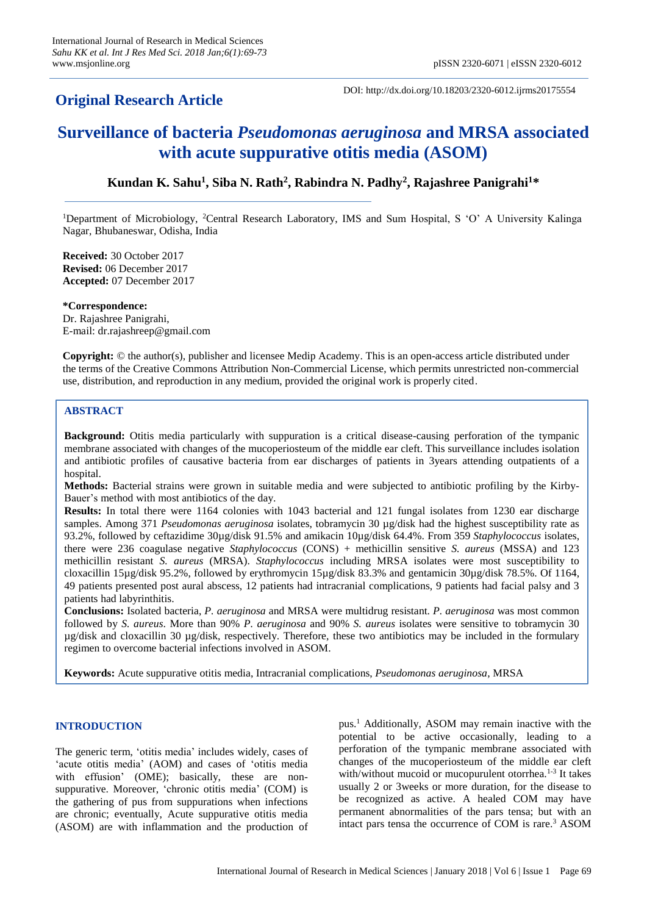# Original Research Article

DOI: http://dx.doi.org/10.18203/2320-6012.ijrms20175554

# Surveillance of bacteria *Pseudomonas aeruginosa* and MRSA associated with acute suppurative otitis media (ASOM)

**Kundan K. Sahu[1], Siba N. Rath[2], Rabindra N. Padhy[2], Rajashree Panigrahi[1]***

[1]Department of Microbiology, [2]Central Research Laboratory, IMS and Sum Hospital, S 'O' A University Kalinga Nagar, Bhubaneswar, Odisha, India

**Received:** 30 October 2017
**Revised:** 06 December 2017
**Accepted:** 07 December 2017

**\*Correspondence:**
Dr. Rajashree Panigrahi,
E-mail: dr.rajashreep@gmail.com

**Copyright:** © the author(s), publisher and licensee Medip Academy. This is an open-access article distributed under the terms of the Creative Commons Attribution Non-Commercial License, which permits unrestricted non-commercial use, distribution, and reproduction in any medium, provided the original work is properly cited.

## ABSTRACT

**Background:** Otitis media particularly with suppuration is a critical disease-causing perforation of the tympanic membrane associated with changes of the mucoperiosteum of the middle ear cleft. This surveillance includes isolation and antibiotic profiles of causative bacteria from ear discharges of patients in 3years attending outpatients of a hospital.

**Methods:** Bacterial strains were grown in suitable media and were subjected to antibiotic profiling by the Kirby-Bauer's method with most antibiotics of the day.

**Results:** In total there were 1164 colonies with 1043 bacterial and 121 fungal isolates from 1230 ear discharge samples. Among 371 *Pseudomonas aeruginosa* isolates, tobramycin 30 µg/disk had the highest susceptibility rate as 93.2%, followed by ceftazidime 30µg/disk 91.5% and amikacin 10µg/disk 64.4%. From 359 *Staphylococcus* isolates, there were 236 coagulase negative *Staphylococcus* (CONS) + methicillin sensitive *S. aureus* (MSSA) and 123 methicillin resistant *S. aureus* (MRSA). *Staphylococcus* including MRSA isolates were most susceptibility to cloxacillin 15µg/disk 95.2%, followed by erythromycin 15µg/disk 83.3% and gentamicin 30µg/disk 78.5%. Of 1164, 49 patients presented post aural abscess, 12 patients had intracranial complications, 9 patients had facial palsy and 3 patients had labyrinthitis.

**Conclusions:** Isolated bacteria, *P. aeruginosa* and MRSA were multidrug resistant. *P. aeruginosa* was most common followed by *S. aureus*. More than 90% *P. aeruginosa* and 90% *S. aureus* isolates were sensitive to tobramycin 30 µg/disk and cloxacillin 30 µg/disk, respectively. Therefore, these two antibiotics may be included in the formulary regimen to overcome bacterial infections involved in ASOM.

**Keywords:** Acute suppurative otitis media, Intracranial complications, *Pseudomonas aeruginosa*, MRSA

## INTRODUCTION

The generic term, 'otitis media' includes widely, cases of 'acute otitis media' (AOM) and cases of 'otitis media with effusion' (OME); basically, these are non-suppurative. Moreover, 'chronic otitis media' (COM) is the gathering of pus from suppurations when infections are chronic; eventually, Acute suppurative otitis media (ASOM) are with inflammation and the production of pus.[1] Additionally, ASOM may remain inactive with the potential to be active occasionally, leading to a perforation of the tympanic membrane associated with changes of the mucoperiosteum of the middle ear cleft with/without mucoid or mucopurulent otorrhea.[1-3] It takes usually 2 or 3weeks or more duration, for the disease to be recognized as active. A healed COM may have permanent abnormalities of the pars tensa; but with an intact pars tensa the occurrence of COM is rare.[3] ASOM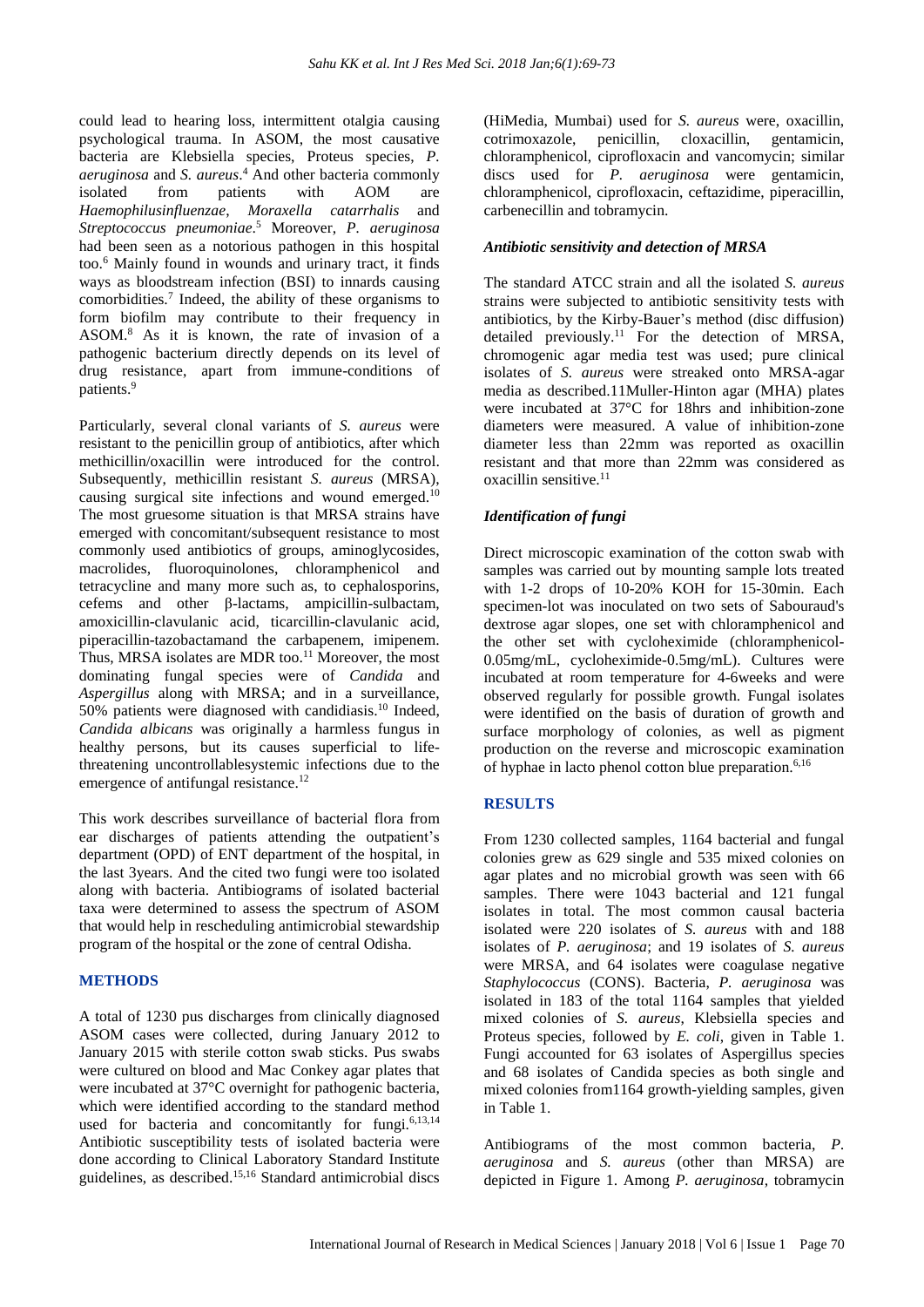could lead to hearing loss, intermittent otalgia causing psychological trauma. In ASOM, the most causative bacteria are Klebsiella species, Proteus species, *P. aeruginosa* and *S. aureus*.[4] And other bacteria commonly isolated from patients with AOM are *Haemophilusinfluenzae*, *Moraxella catarrhalis* and *Streptococcus pneumoniae*.[5] Moreover, *P. aeruginosa* had been seen as a notorious pathogen in this hospital too.[6] Mainly found in wounds and urinary tract, it finds ways as bloodstream infection (BSI) to innards causing comorbidities.[7] Indeed, the ability of these organisms to form biofilm may contribute to their frequency in ASOM.[8] As it is known, the rate of invasion of a pathogenic bacterium directly depends on its level of drug resistance, apart from immune-conditions of patients.[9]

Particularly, several clonal variants of *S. aureus* were resistant to the penicillin group of antibiotics, after which methicillin/oxacillin were introduced for the control. Subsequently, methicillin resistant *S. aureus* (MRSA), causing surgical site infections and wound emerged.[10] The most gruesome situation is that MRSA strains have emerged with concomitant/subsequent resistance to most commonly used antibiotics of groups, aminoglycosides, macrolides, fluoroquinolones, chloramphenicol and tetracycline and many more such as, to cephalosporins, cefems and other β-lactams, ampicillin-sulbactam, amoxicillin-clavulanic acid, ticarcillin-clavulanic acid, piperacillin-tazobactamand the carbapenem, imipenem. Thus, MRSA isolates are MDR too.[11] Moreover, the most dominating fungal species were of *Candida* and *Aspergillus* along with MRSA; and in a surveillance, 50% patients were diagnosed with candidiasis.[10] Indeed, *Candida albicans* was originally a harmless fungus in healthy persons, but its causes superficial to life-threatening uncontrollablesystemic infections due to the emergence of antifungal resistance.[12]

This work describes surveillance of bacterial flora from ear discharges of patients attending the outpatient's department (OPD) of ENT department of the hospital, in the last 3years. And the cited two fungi were too isolated along with bacteria. Antibiograms of isolated bacterial taxa were determined to assess the spectrum of ASOM that would help in rescheduling antimicrobial stewardship program of the hospital or the zone of central Odisha.

## METHODS

A total of 1230 pus discharges from clinically diagnosed ASOM cases were collected, during January 2012 to January 2015 with sterile cotton swab sticks. Pus swabs were cultured on blood and Mac Conkey agar plates that were incubated at 37°C overnight for pathogenic bacteria, which were identified according to the standard method used for bacteria and concomitantly for fungi.[6,13,14] Antibiotic susceptibility tests of isolated bacteria were done according to Clinical Laboratory Standard Institute guidelines, as described.[15,16] Standard antimicrobial discs (HiMedia, Mumbai) used for *S. aureus* were, oxacillin, cotrimoxazole, penicillin, cloxacillin, gentamicin, chloramphenicol, ciprofloxacin and vancomycin; similar discs used for *P. aeruginosa* were gentamicin, chloramphenicol, ciprofloxacin, ceftazidime, piperacillin, carbenecillin and tobramycin.

### *Antibiotic sensitivity and detection of MRSA*

The standard ATCC strain and all the isolated *S. aureus* strains were subjected to antibiotic sensitivity tests with antibiotics, by the Kirby-Bauer's method (disc diffusion) detailed previously.[11] For the detection of MRSA, chromogenic agar media test was used; pure clinical isolates of *S. aureus* were streaked onto MRSA-agar media as described.11Muller-Hinton agar (MHA) plates were incubated at 37°C for 18hrs and inhibition-zone diameters were measured. A value of inhibition-zone diameter less than 22mm was reported as oxacillin resistant and that more than 22mm was considered as oxacillin sensitive.[11]

### *Identification of fungi*

Direct microscopic examination of the cotton swab with samples was carried out by mounting sample lots treated with 1-2 drops of 10-20% KOH for 15-30min. Each specimen-lot was inoculated on two sets of Sabouraud's dextrose agar slopes, one set with chloramphenicol and the other set with cycloheximide (chloramphenicol-0.05mg/mL, cycloheximide-0.5mg/mL). Cultures were incubated at room temperature for 4-6weeks and were observed regularly for possible growth. Fungal isolates were identified on the basis of duration of growth and surface morphology of colonies, as well as pigment production on the reverse and microscopic examination of hyphae in lacto phenol cotton blue preparation.[6,16]

## RESULTS

From 1230 collected samples, 1164 bacterial and fungal colonies grew as 629 single and 535 mixed colonies on agar plates and no microbial growth was seen with 66 samples. There were 1043 bacterial and 121 fungal isolates in total. The most common causal bacteria isolated were 220 isolates of *S. aureus* with and 188 isolates of *P. aeruginosa*; and 19 isolates of *S. aureus* were MRSA, and 64 isolates were coagulase negative *Staphylococcus* (CONS). Bacteria, *P. aeruginosa* was isolated in 183 of the total 1164 samples that yielded mixed colonies of *S. aureus*, Klebsiella species and Proteus species, followed by *E. coli*, given in Table 1. Fungi accounted for 63 isolates of Aspergillus species and 68 isolates of Candida species as both single and mixed colonies from1164 growth-yielding samples, given in Table 1.

Antibiograms of the most common bacteria, *P. aeruginosa* and *S. aureus* (other than MRSA) are depicted in Figure 1. Among *P. aeruginosa*, tobramycin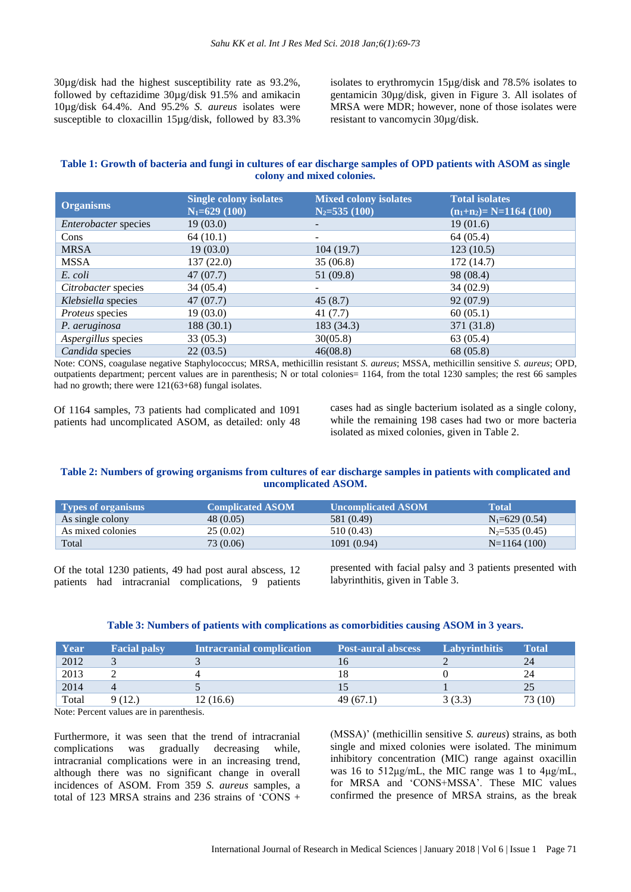30µg/disk had the highest susceptibility rate as 93.2%, followed by ceftazidime 30µg/disk 91.5% and amikacin 10µg/disk 64.4%. And 95.2% *S. aureus* isolates were susceptible to cloxacillin 15µg/disk, followed by 83.3% isolates to erythromycin 15µg/disk and 78.5% isolates to gentamicin 30µg/disk, given in Figure 3. All isolates of MRSA were MDR; however, none of those isolates were resistant to vancomycin 30µg/disk.

**Table 1: Growth of bacteria and fungi in cultures of ear discharge samples of OPD patients with ASOM as single colony and mixed colonies.**

| Organisms | Single colony isolates $N_1$=629 (100) | Mixed colony isolates $N_2$=535 (100) | Total isolates ($n_1$+$n_2$)= N=1164 (100) |
|---|---|---|---|
| *Enterobacter* species | 19 (03.0) | - | 19 (01.6) |
| Cons | 64 (10.1) | - | 64 (05.4) |
| MRSA | 19 (03.0) | 104 (19.7) | 123 (10.5) |
| MSSA | 137 (22.0) | 35 (06.8) | 172 (14.7) |
| *E. coli* | 47 (07.7) | 51 (09.8) | 98 (08.4) |
| *Citrobacter* species | 34 (05.4) | - | 34 (02.9) |
| *Klebsiella* species | 47 (07.7) | 45 (8.7) | 92 (07.9) |
| *Proteus* species | 19 (03.0) | 41 (7.7) | 60 (05.1) |
| *P. aeruginosa* | 188 (30.1) | 183 (34.3) | 371 (31.8) |
| *Aspergillus* species | 33 (05.3) | 30(05.8) | 63 (05.4) |
| *Candida* species | 22 (03.5) | 46(08.8) | 68 (05.8) |

Note: CONS, coagulase negative Staphylococcus; MRSA, methicillin resistant *S. aureus*; MSSA, methicillin sensitive *S. aureus*; OPD, outpatients department; percent values are in parenthesis; N or total colonies= 1164, from the total 1230 samples; the rest 66 samples had no growth; there were 121(63+68) fungal isolates.

Of 1164 samples, 73 patients had complicated and 1091 patients had uncomplicated ASOM, as detailed: only 48 cases had as single bacterium isolated as a single colony, while the remaining 198 cases had two or more bacteria isolated as mixed colonies, given in Table 2.

**Table 2: Numbers of growing organisms from cultures of ear discharge samples in patients with complicated and uncomplicated ASOM.**

| Types of organisms | Complicated ASOM | Uncomplicated ASOM | Total |
|---|---|---|---|
| As single colony | 48 (0.05) | 581 (0.49) | $N_1$=629 (0.54) |
| As mixed colonies | 25 (0.02) | 510 (0.43) | $N_2$=535 (0.45) |
| Total | 73 (0.06) | 1091 (0.94) | N=1164 (100) |

Of the total 1230 patients, 49 had post aural abscess, 12 patients had intracranial complications, 9 patients presented with facial palsy and 3 patients presented with labyrinthitis, given in Table 3.

**Table 3: Numbers of patients with complications as comorbidities causing ASOM in 3 years.**

| Year | Facial palsy | Intracranial complication | Post-aural abscess | Labyrinthitis | Total |
|---|---|---|---|---|---|
| 2012 | 3 | 3 | 16 | 2 | 24 |
| 2013 | 2 | 4 | 18 | 0 | 24 |
| 2014 | 4 | 5 | 15 | 1 | 25 |
| Total | 9 (12.) | 12 (16.6) | 49 (67.1) | 3 (3.3) | 73 (10) |

Note: Percent values are in parenthesis.

Furthermore, it was seen that the trend of intracranial complications was gradually decreasing while, intracranial complications were in an increasing trend, although there was no significant change in overall incidences of ASOM. From 359 *S. aureus* samples, a total of 123 MRSA strains and 236 strains of 'CONS + (MSSA)' (methicillin sensitive *S. aureus*) strains, as both single and mixed colonies were isolated. The minimum inhibitory concentration (MIC) range against oxacillin was 16 to 512µg/mL, the MIC range was 1 to 4µg/mL, for MRSA and 'CONS+MSSA'. These MIC values confirmed the presence of MRSA strains, as the break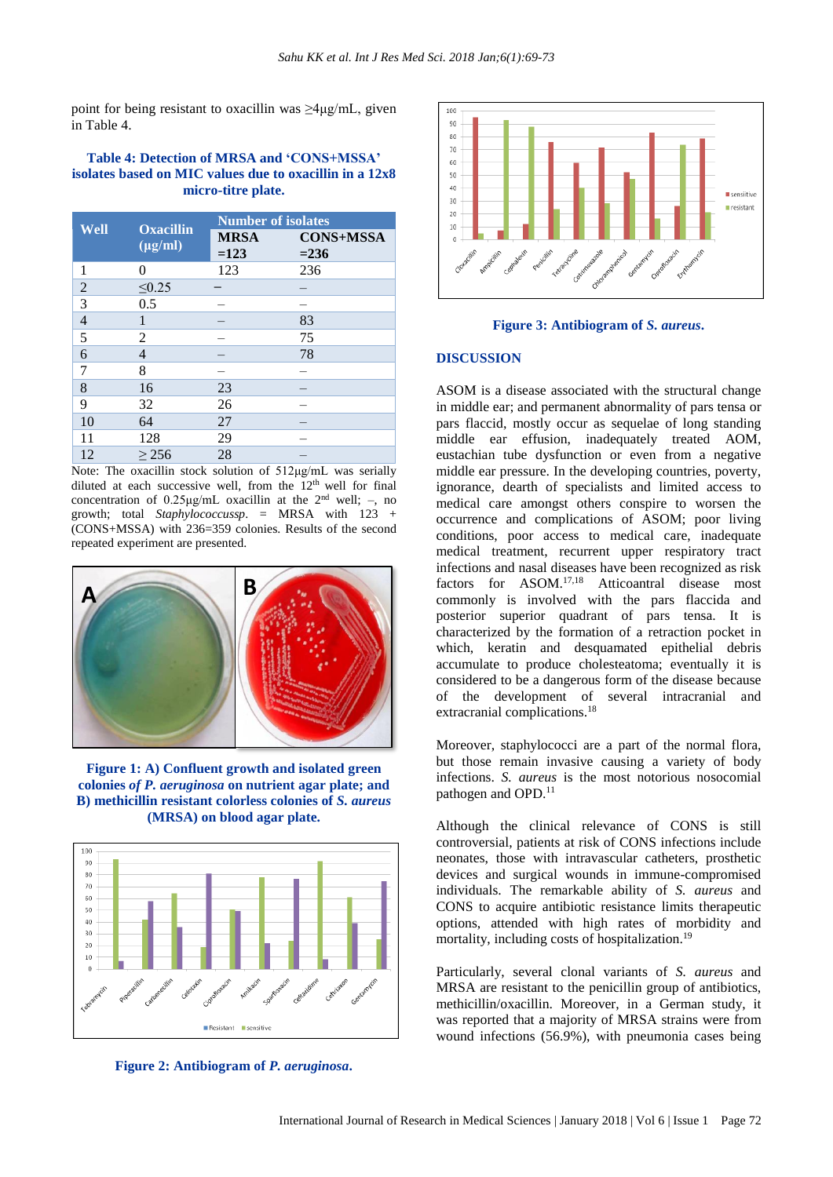point for being resistant to oxacillin was ≥4μg/mL, given in Table 4.

**Table 4: Detection of MRSA and 'CONS+MSSA' isolates based on MIC values due to oxacillin in a 12x8 micro-titre plate.**

| Well | Oxacillin (μg/ml) | Number of isolates | |
|---|---|---|---|
| | | MRSA =123 | CONS+MSSA =236 |
| 1 | 0 | 123 | 236 |
| 2 | ≤0.25 | – | – |
| 3 | 0.5 | – | – |
| 4 | 1 | – | 83 |
| 5 | 2 | – | 75 |
| 6 | 4 | – | 78 |
| 7 | 8 | – | – |
| 8 | 16 | 23 | – |
| 9 | 32 | 26 | – |
| 10 | 64 | 27 | – |
| 11 | 128 | 29 | – |
| 12 | ≥ 256 | 28 | – |

Note: The oxacillin stock solution of 512μg/mL was serially diluted at each successive well, from the 12th well for final concentration of 0.25μg/mL oxacillin at the 2nd well; –, no growth; total *Staphylococcus*sp. = MRSA with 123 + (CONS+MSSA) with 236=359 colonies. Results of the second repeated experiment are presented.

**Figure 1: A) Confluent growth and isolated green colonies *of P. aeruginosa* on nutrient agar plate; and B) methicillin resistant colorless colonies of *S. aureus* (MRSA) on blood agar plate.**

**Figure 2: Antibiogram of *P. aeruginosa*.**

**Figure 3: Antibiogram of *S. aureus*.**

## DISCUSSION

ASOM is a disease associated with the structural change in middle ear; and permanent abnormality of pars tensa or pars flaccid, mostly occur as sequelae of long standing middle ear effusion, inadequately treated AOM, eustachian tube dysfunction or even from a negative middle ear pressure. In the developing countries, poverty, ignorance, dearth of specialists and limited access to medical care amongst others conspire to worsen the occurrence and complications of ASOM; poor living conditions, poor access to medical care, inadequate medical treatment, recurrent upper respiratory tract infections and nasal diseases have been recognized as risk factors for ASOM.[17,18] Atticoantral disease most commonly is involved with the pars flaccida and posterior superior quadrant of pars tensa. It is characterized by the formation of a retraction pocket in which, keratin and desquamated epithelial debris accumulate to produce cholesteatoma; eventually it is considered to be a dangerous form of the disease because of the development of several intracranial and extracranial complications.[18]

Moreover, staphylococci are a part of the normal flora, but those remain invasive causing a variety of body infections. *S. aureus* is the most notorious nosocomial pathogen and OPD.[11]

Although the clinical relevance of CONS is still controversial, patients at risk of CONS infections include neonates, those with intravascular catheters, prosthetic devices and surgical wounds in immune-compromised individuals. The remarkable ability of *S. aureus* and CONS to acquire antibiotic resistance limits therapeutic options, attended with high rates of morbidity and mortality, including costs of hospitalization.[19]

Particularly, several clonal variants of *S. aureus* and MRSA are resistant to the penicillin group of antibiotics, methicillin/oxacillin. Moreover, in a German study, it was reported that a majority of MRSA strains were from wound infections (56.9%), with pneumonia cases being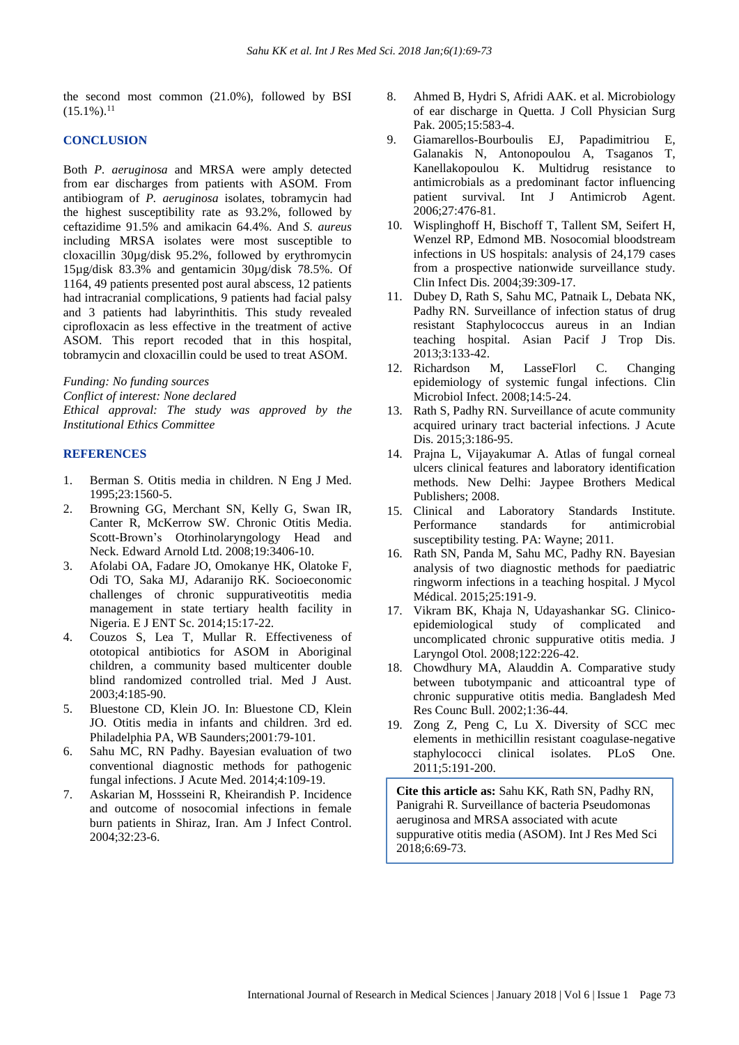the second most common (21.0%), followed by BSI (15.1%).[11]

## CONCLUSION

Both *P. aeruginosa* and MRSA were amply detected from ear discharges from patients with ASOM. From antibiogram of *P. aeruginosa* isolates, tobramycin had the highest susceptibility rate as 93.2%, followed by ceftazidime 91.5% and amikacin 64.4%. And *S. aureus* including MRSA isolates were most susceptible to cloxacillin 30µg/disk 95.2%, followed by erythromycin 15µg/disk 83.3% and gentamicin 30µg/disk 78.5%. Of 1164, 49 patients presented post aural abscess, 12 patients had intracranial complications, 9 patients had facial palsy and 3 patients had labyrinthitis. This study revealed ciprofloxacin as less effective in the treatment of active ASOM. This report recoded that in this hospital, tobramycin and cloxacillin could be used to treat ASOM.

*Funding: No funding sources*
*Conflict of interest: None declared*
*Ethical approval: The study was approved by the Institutional Ethics Committee*

## REFERENCES

1. Berman S. Otitis media in children. N Eng J Med. 1995;23:1560-5.
2. Browning GG, Merchant SN, Kelly G, Swan IR, Canter R, McKerrow SW. Chronic Otitis Media. Scott-Brown's Otorhinolaryngology Head and Neck. Edward Arnold Ltd. 2008;19:3406-10.
3. Afolabi OA, Fadare JO, Omokanye HK, Olatoke F, Odi TO, Saka MJ, Adaranijo RK. Socioeconomic challenges of chronic suppurativeotitis media management in state tertiary health facility in Nigeria. E J ENT Sc. 2014;15:17-22.
4. Couzos S, Lea T, Mullar R. Effectiveness of ototopical antibiotics for ASOM in Aboriginal children, a community based multicenter double blind randomized controlled trial. Med J Aust. 2003;4:185-90.
5. Bluestone CD, Klein JO. In: Bluestone CD, Klein JO. Otitis media in infants and children. 3rd ed. Philadelphia PA, WB Saunders;2001:79-101.
6. Sahu MC, RN Padhy. Bayesian evaluation of two conventional diagnostic methods for pathogenic fungal infections. J Acute Med. 2014;4:109-19.
7. Askarian M, Hossseini R, Kheirandish P. Incidence and outcome of nosocomial infections in female burn patients in Shiraz, Iran. Am J Infect Control. 2004;32:23-6.
8. Ahmed B, Hydri S, Afridi AAK. et al. Microbiology of ear discharge in Quetta. J Coll Physician Surg Pak. 2005;15:583-4.
9. Giamarellos-Bourboulis EJ, Papadimitriou E, Galanakis N, Antonopoulou A, Tsaganos T, Kanellakopoulou K. Multidrug resistance to antimicrobials as a predominant factor influencing patient survival. Int J Antimicrob Agent. 2006;27:476-81.
10. Wisplinghoff H, Bischoff T, Tallent SM, Seifert H, Wenzel RP, Edmond MB. Nosocomial bloodstream infections in US hospitals: analysis of 24,179 cases from a prospective nationwide surveillance study. Clin Infect Dis. 2004;39:309-17.
11. Dubey D, Rath S, Sahu MC, Patnaik L, Debata NK, Padhy RN. Surveillance of infection status of drug resistant Staphylococcus aureus in an Indian teaching hospital. Asian Pacif J Trop Dis. 2013;3:133-42.
12. Richardson M, LasseFlorl C. Changing epidemiology of systemic fungal infections. Clin Microbiol Infect. 2008;14:5-24.
13. Rath S, Padhy RN. Surveillance of acute community acquired urinary tract bacterial infections. J Acute Dis. 2015;3:186-95.
14. Prajna L, Vijayakumar A. Atlas of fungal corneal ulcers clinical features and laboratory identification methods. New Delhi: Jaypee Brothers Medical Publishers; 2008.
15. Clinical and Laboratory Standards Institute. Performance standards for antimicrobial susceptibility testing. PA: Wayne; 2011.
16. Rath SN, Panda M, Sahu MC, Padhy RN. Bayesian analysis of two diagnostic methods for paediatric ringworm infections in a teaching hospital. J Mycol Médical. 2015;25:191-9.
17. Vikram BK, Khaja N, Udayashankar SG. Clinico-epidemiological study of complicated and uncomplicated chronic suppurative otitis media. J Laryngol Otol. 2008;122:226-42.
18. Chowdhury MA, Alauddin A. Comparative study between tubotympanic and atticoantral type of chronic suppurative otitis media. Bangladesh Med Res Counc Bull. 2002;1:36-44.
19. Zong Z, Peng C, Lu X. Diversity of SCC mec elements in methicillin resistant coagulase-negative staphylococci clinical isolates. PLoS One. 2011;5:191-200.

**Cite this article as:** Sahu KK, Rath SN, Padhy RN, Panigrahi R. Surveillance of bacteria Pseudomonas aeruginosa and MRSA associated with acute suppurative otitis media (ASOM). Int J Res Med Sci 2018;6:69-73.